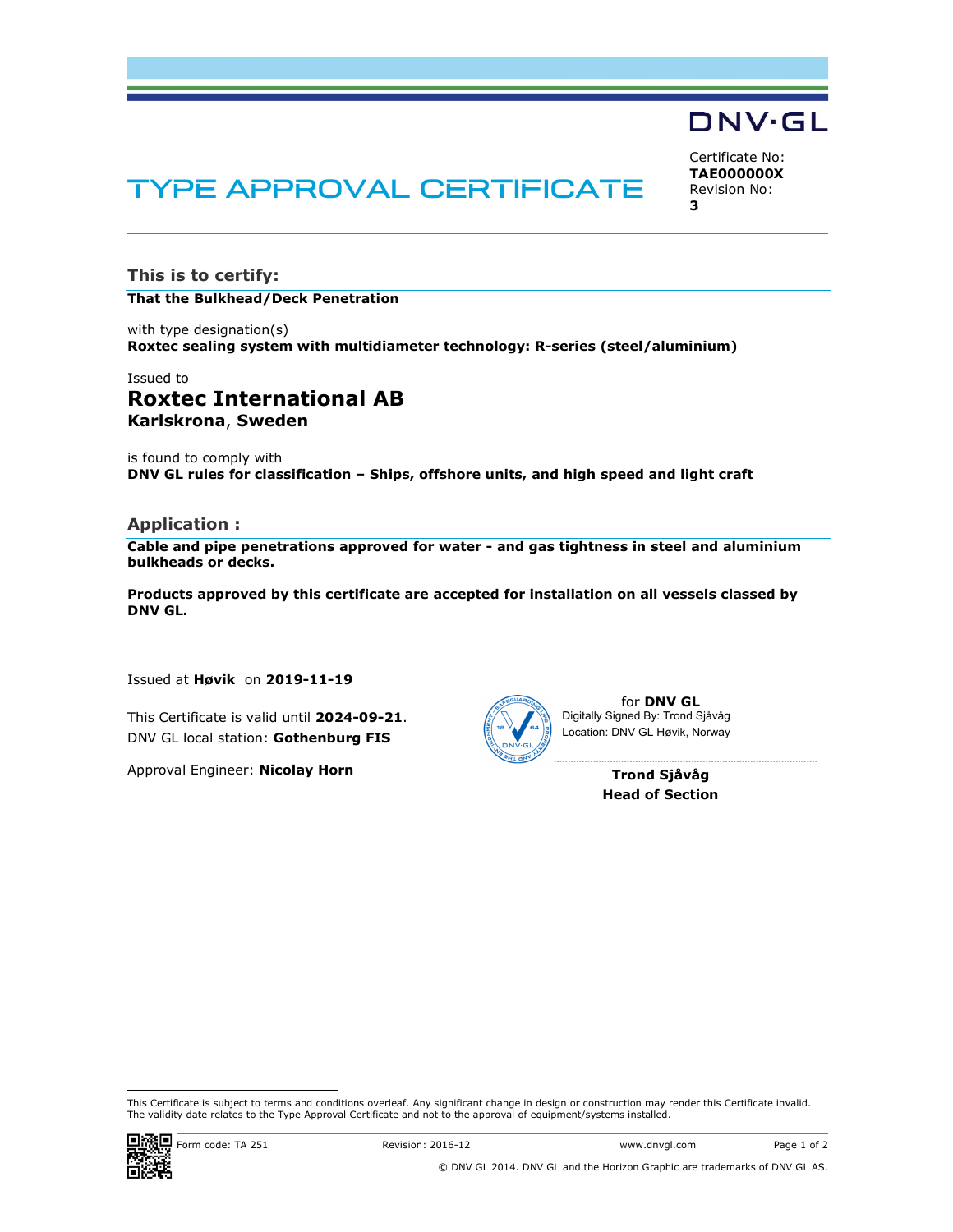DNV·GL

# TYPE APPROVAL CERTIFICATE

Certificate No:
**TAE000000X**
Revision No:
**3**

## This is to certify:

**That the Bulkhead/Deck Penetration**

with type designation(s)
**Roxtec sealing system with multidiameter technology: R-series (steel/aluminium)**

Issued to
**Roxtec International AB**
**Karlskrona, Sweden**

is found to comply with
**DNV GL rules for classification – Ships, offshore units, and high speed and light craft**

## Application :

**Cable and pipe penetrations approved for water - and gas tightness in steel and aluminium bulkheads or decks.**

**Products approved by this certificate are accepted for installation on all vessels classed by DNV GL.**

Issued at **Høvik** on **2019-11-19**

This Certificate is valid until **2024-09-21**.
DNV GL local station: **Gothenburg FIS**

Approval Engineer: **Nicolay Horn**

for **DNV GL**
Digitally Signed By: Trond Sjåvåg
Location: DNV GL Høvik, Norway

**Trond Sjåvåg**
**Head of Section**

This Certificate is subject to terms and conditions overleaf. Any significant change in design or construction may render this Certificate invalid. The validity date relates to the Type Approval Certificate and not to the approval of equipment/systems installed.

Form code: TA 251 Revision: 2016-12 www.dnvgl.com

© DNV GL 2014. DNV GL and the Horizon Graphic are trademarks of DNV GL AS.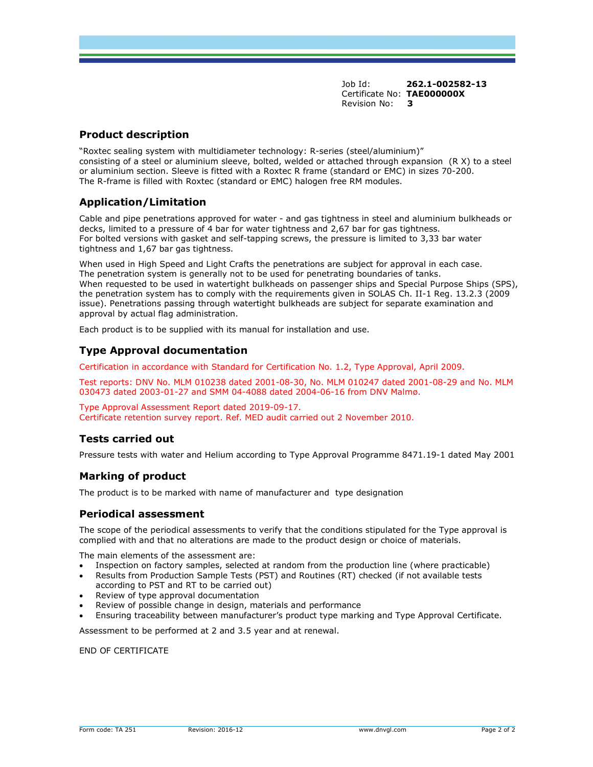Job Id: **262.1-002582-13**
Certificate No: **TAE000000X**
Revision No: **3**

## Product description

"Roxtec sealing system with multidiameter technology: R-series (steel/aluminium)"
consisting of a steel or aluminium sleeve, bolted, welded or attached through expansion (R X) to a steel or aluminium section. Sleeve is fitted with a Roxtec R frame (standard or EMC) in sizes 70-200.
The R-frame is filled with Roxtec (standard or EMC) halogen free RM modules.

## Application/Limitation

Cable and pipe penetrations approved for water - and gas tightness in steel and aluminium bulkheads or decks, limited to a pressure of 4 bar for water tightness and 2,67 bar for gas tightness.
For bolted versions with gasket and self-tapping screws, the pressure is limited to 3,33 bar water tightness and 1,67 bar gas tightness.

When used in High Speed and Light Crafts the penetrations are subject for approval in each case.
The penetration system is generally not to be used for penetrating boundaries of tanks.
When requested to be used in watertight bulkheads on passenger ships and Special Purpose Ships (SPS), the penetration system has to comply with the requirements given in SOLAS Ch. II-1 Reg. 13.2.3 (2009 issue). Penetrations passing through watertight bulkheads are subject for separate examination and approval by actual flag administration.

Each product is to be supplied with its manual for installation and use.

## Type Approval documentation

Certification in accordance with Standard for Certification No. 1.2, Type Approval, April 2009.

Test reports: DNV No. MLM 010238 dated 2001-08-30, No. MLM 010247 dated 2001-08-29 and No. MLM 030473 dated 2003-01-27 and SMM 04-4088 dated 2004-06-16 from DNV Malmø.

Type Approval Assessment Report dated 2019-09-17.
Certificate retention survey report. Ref. MED audit carried out 2 November 2010.

## Tests carried out

Pressure tests with water and Helium according to Type Approval Programme 8471.19-1 dated May 2001

## Marking of product

The product is to be marked with name of manufacturer and type designation

## Periodical assessment

The scope of the periodical assessments to verify that the conditions stipulated for the Type approval is complied with and that no alterations are made to the product design or choice of materials.

The main elements of the assessment are:

- Inspection on factory samples, selected at random from the production line (where practicable)
- Results from Production Sample Tests (PST) and Routines (RT) checked (if not available tests according to PST and RT to be carried out)
- Review of type approval documentation
- Review of possible change in design, materials and performance
- Ensuring traceability between manufacturer's product type marking and Type Approval Certificate.

Assessment to be performed at 2 and 3.5 year and at renewal.

END OF CERTIFICATE